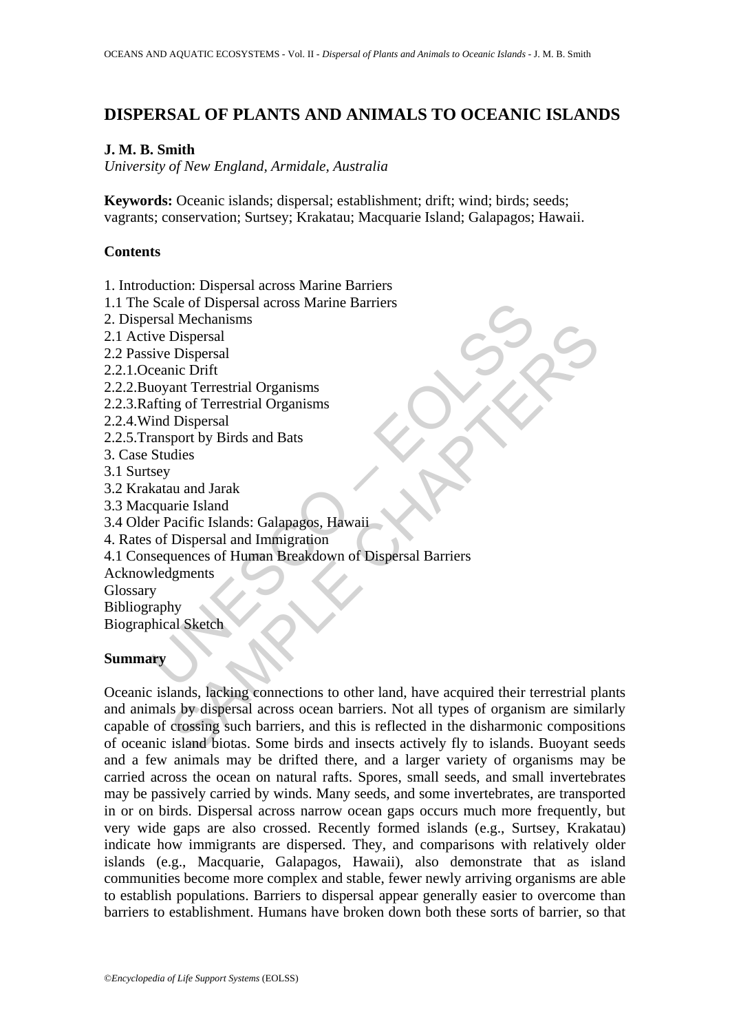# DISPERSAL OF PLANTS AND ANIMALS TO OCEANIC ISLANDS

**J. M. B. Smith**

*University of New England, Armidale, Australia*

**Keywords:** Oceanic islands; dispersal; establishment; drift; wind; birds; seeds; vagrants; conservation; Surtsey; Krakatau; Macquarie Island; Galapagos; Hawaii.

## Contents

1. Introduction: Dispersal across Marine Barriers
1.1 The Scale of Dispersal across Marine Barriers
2. Dispersal Mechanisms
2.1 Active Dispersal
2.2 Passive Dispersal
2.2.1.Oceanic Drift
2.2.2.Buoyant Terrestrial Organisms
2.2.3.Rafting of Terrestrial Organisms
2.2.4.Wind Dispersal
2.2.5.Transport by Birds and Bats
3. Case Studies
3.1 Surtsey
3.2 Krakatau and Jarak
3.3 Macquarie Island
3.4 Older Pacific Islands: Galapagos, Hawaii
4. Rates of Dispersal and Immigration
4.1 Consequences of Human Breakdown of Dispersal Barriers
Acknowledgments
Glossary
Bibliography
Biographical Sketch

## Summary

Oceanic islands, lacking connections to other land, have acquired their terrestrial plants and animals by dispersal across ocean barriers. Not all types of organism are similarly capable of crossing such barriers, and this is reflected in the disharmonic compositions of oceanic island biotas. Some birds and insects actively fly to islands. Buoyant seeds and a few animals may be drifted there, and a larger variety of organisms may be carried across the ocean on natural rafts. Spores, small seeds, and small invertebrates may be passively carried by winds. Many seeds, and some invertebrates, are transported in or on birds. Dispersal across narrow ocean gaps occurs much more frequently, but very wide gaps are also crossed. Recently formed islands (e.g., Surtsey, Krakatau) indicate how immigrants are dispersed. They, and comparisons with relatively older islands (e.g., Macquarie, Galapagos, Hawaii), also demonstrate that as island communities become more complex and stable, fewer newly arriving organisms are able to establish populations. Barriers to dispersal appear generally easier to overcome than barriers to establishment. Humans have broken down both these sorts of barrier, so that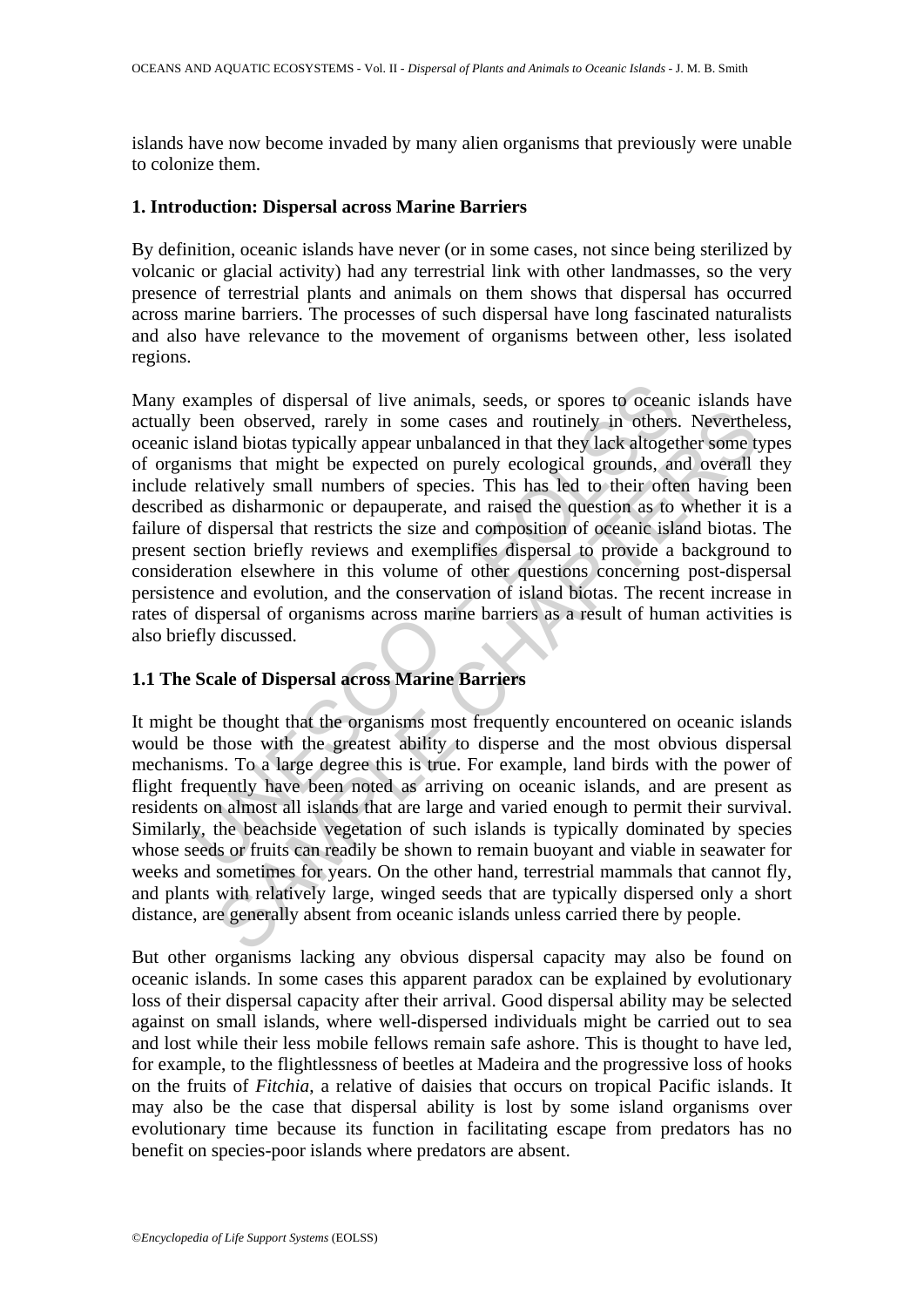islands have now become invaded by many alien organisms that previously were unable to colonize them.

## 1. Introduction: Dispersal across Marine Barriers

By definition, oceanic islands have never (or in some cases, not since being sterilized by volcanic or glacial activity) had any terrestrial link with other landmasses, so the very presence of terrestrial plants and animals on them shows that dispersal has occurred across marine barriers. The processes of such dispersal have long fascinated naturalists and also have relevance to the movement of organisms between other, less isolated regions.

Many examples of dispersal of live animals, seeds, or spores to oceanic islands have actually been observed, rarely in some cases and routinely in others. Nevertheless, oceanic island biotas typically appear unbalanced in that they lack altogether some types of organisms that might be expected on purely ecological grounds, and overall they include relatively small numbers of species. This has led to their often having been described as disharmonic or depauperate, and raised the question as to whether it is a failure of dispersal that restricts the size and composition of oceanic island biotas. The present section briefly reviews and exemplifies dispersal to provide a background to consideration elsewhere in this volume of other questions concerning post-dispersal persistence and evolution, and the conservation of island biotas. The recent increase in rates of dispersal of organisms across marine barriers as a result of human activities is also briefly discussed.

### 1.1 The Scale of Dispersal across Marine Barriers

It might be thought that the organisms most frequently encountered on oceanic islands would be those with the greatest ability to disperse and the most obvious dispersal mechanisms. To a large degree this is true. For example, land birds with the power of flight frequently have been noted as arriving on oceanic islands, and are present as residents on almost all islands that are large and varied enough to permit their survival. Similarly, the beachside vegetation of such islands is typically dominated by species whose seeds or fruits can readily be shown to remain buoyant and viable in seawater for weeks and sometimes for years. On the other hand, terrestrial mammals that cannot fly, and plants with relatively large, winged seeds that are typically dispersed only a short distance, are generally absent from oceanic islands unless carried there by people.

But other organisms lacking any obvious dispersal capacity may also be found on oceanic islands. In some cases this apparent paradox can be explained by evolutionary loss of their dispersal capacity after their arrival. Good dispersal ability may be selected against on small islands, where well-dispersed individuals might be carried out to sea and lost while their less mobile fellows remain safe ashore. This is thought to have led, for example, to the flightlessness of beetles at Madeira and the progressive loss of hooks on the fruits of *Fitchia*, a relative of daisies that occurs on tropical Pacific islands. It may also be the case that dispersal ability is lost by some island organisms over evolutionary time because its function in facilitating escape from predators has no benefit on species-poor islands where predators are absent.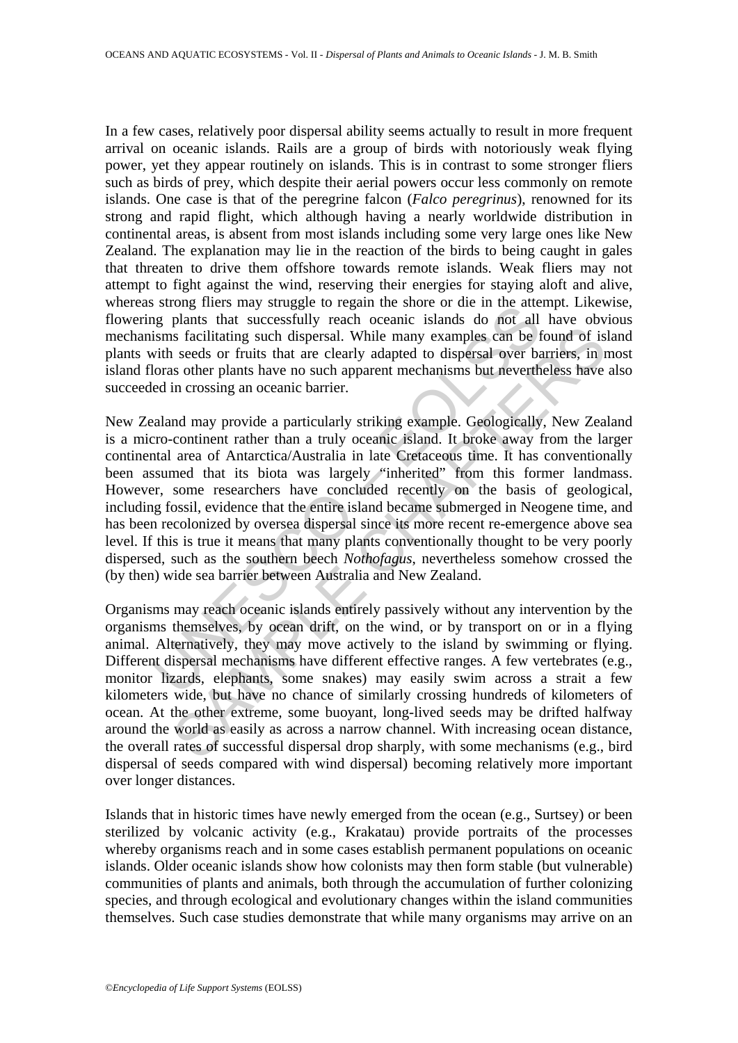In a few cases, relatively poor dispersal ability seems actually to result in more frequent arrival on oceanic islands. Rails are a group of birds with notoriously weak flying power, yet they appear routinely on islands. This is in contrast to some stronger fliers such as birds of prey, which despite their aerial powers occur less commonly on remote islands. One case is that of the peregrine falcon (*Falco peregrinus*), renowned for its strong and rapid flight, which although having a nearly worldwide distribution in continental areas, is absent from most islands including some very large ones like New Zealand. The explanation may lie in the reaction of the birds to being caught in gales that threaten to drive them offshore towards remote islands. Weak fliers may not attempt to fight against the wind, reserving their energies for staying aloft and alive, whereas strong fliers may struggle to regain the shore or die in the attempt. Likewise, flowering plants that successfully reach oceanic islands do not all have obvious mechanisms facilitating such dispersal. While many examples can be found of island plants with seeds or fruits that are clearly adapted to dispersal over barriers, in most island floras other plants have no such apparent mechanisms but nevertheless have also succeeded in crossing an oceanic barrier.

New Zealand may provide a particularly striking example. Geologically, New Zealand is a micro-continent rather than a truly oceanic island. It broke away from the larger continental area of Antarctica/Australia in late Cretaceous time. It has conventionally been assumed that its biota was largely "inherited" from this former landmass. However, some researchers have concluded recently on the basis of geological, including fossil, evidence that the entire island became submerged in Neogene time, and has been recolonized by oversea dispersal since its more recent re-emergence above sea level. If this is true it means that many plants conventionally thought to be very poorly dispersed, such as the southern beech *Nothofagus*, nevertheless somehow crossed the (by then) wide sea barrier between Australia and New Zealand.

Organisms may reach oceanic islands entirely passively without any intervention by the organisms themselves, by ocean drift, on the wind, or by transport on or in a flying animal. Alternatively, they may move actively to the island by swimming or flying. Different dispersal mechanisms have different effective ranges. A few vertebrates (e.g., monitor lizards, elephants, some snakes) may easily swim across a strait a few kilometers wide, but have no chance of similarly crossing hundreds of kilometers of ocean. At the other extreme, some buoyant, long-lived seeds may be drifted halfway around the world as easily as across a narrow channel. With increasing ocean distance, the overall rates of successful dispersal drop sharply, with some mechanisms (e.g., bird dispersal of seeds compared with wind dispersal) becoming relatively more important over longer distances.

Islands that in historic times have newly emerged from the ocean (e.g., Surtsey) or been sterilized by volcanic activity (e.g., Krakatau) provide portraits of the processes whereby organisms reach and in some cases establish permanent populations on oceanic islands. Older oceanic islands show how colonists may then form stable (but vulnerable) communities of plants and animals, both through the accumulation of further colonizing species, and through ecological and evolutionary changes within the island communities themselves. Such case studies demonstrate that while many organisms may arrive on an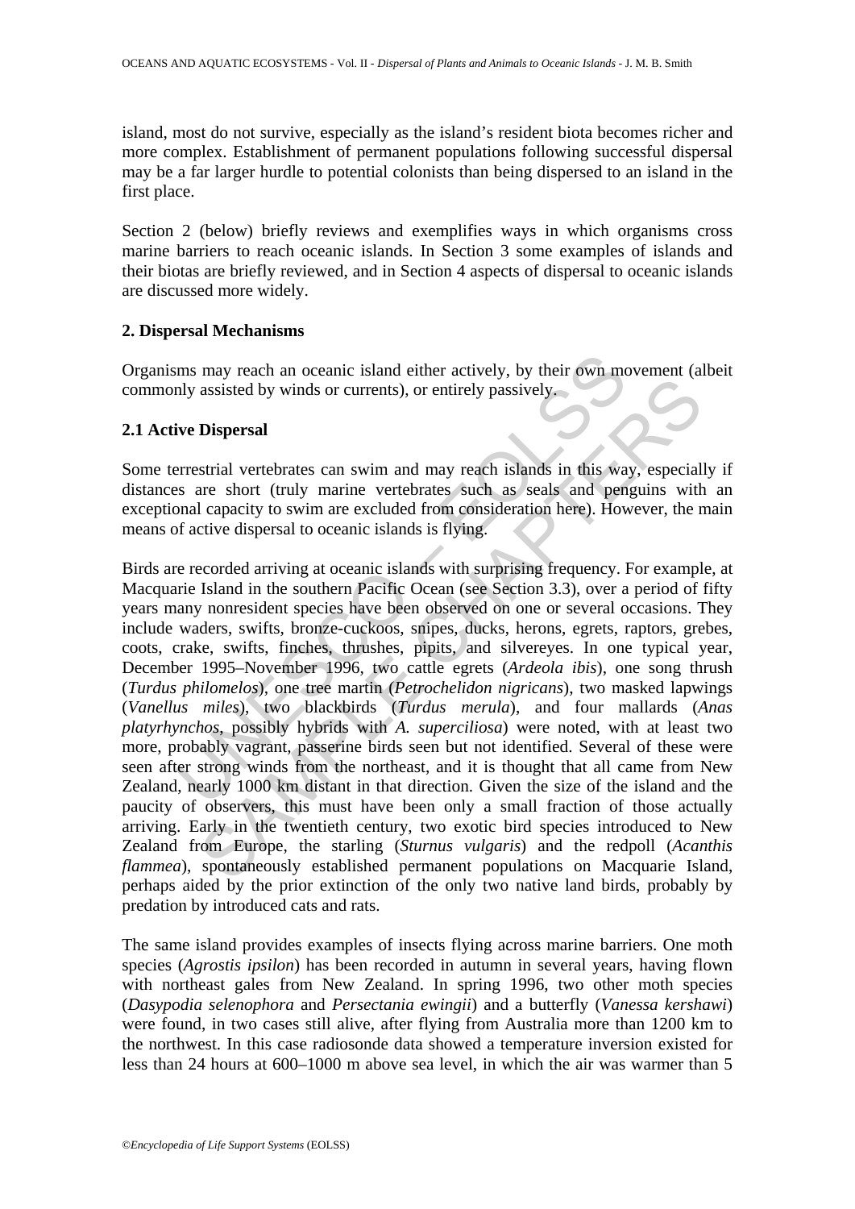island, most do not survive, especially as the island's resident biota becomes richer and more complex. Establishment of permanent populations following successful dispersal may be a far larger hurdle to potential colonists than being dispersed to an island in the first place.

Section 2 (below) briefly reviews and exemplifies ways in which organisms cross marine barriers to reach oceanic islands. In Section 3 some examples of islands and their biotas are briefly reviewed, and in Section 4 aspects of dispersal to oceanic islands are discussed more widely.

## 2. Dispersal Mechanisms

Organisms may reach an oceanic island either actively, by their own movement (albeit commonly assisted by winds or currents), or entirely passively.

### 2.1 Active Dispersal

Some terrestrial vertebrates can swim and may reach islands in this way, especially if distances are short (truly marine vertebrates such as seals and penguins with an exceptional capacity to swim are excluded from consideration here). However, the main means of active dispersal to oceanic islands is flying.

Birds are recorded arriving at oceanic islands with surprising frequency. For example, at Macquarie Island in the southern Pacific Ocean (see Section 3.3), over a period of fifty years many nonresident species have been observed on one or several occasions. They include waders, swifts, bronze-cuckoos, snipes, ducks, herons, egrets, raptors, grebes, coots, crake, swifts, finches, thrushes, pipits, and silvereyes. In one typical year, December 1995–November 1996, two cattle egrets (*Ardeola ibis*), one song thrush (*Turdus philomelos*), one tree martin (*Petrochelidon nigricans*), two masked lapwings (*Vanellus miles*), two blackbirds (*Turdus merula*), and four mallards (*Anas platyrhynchos*, possibly hybrids with *A. superciliosa*) were noted, with at least two more, probably vagrant, passerine birds seen but not identified. Several of these were seen after strong winds from the northeast, and it is thought that all came from New Zealand, nearly 1000 km distant in that direction. Given the size of the island and the paucity of observers, this must have been only a small fraction of those actually arriving. Early in the twentieth century, two exotic bird species introduced to New Zealand from Europe, the starling (*Sturnus vulgaris*) and the redpoll (*Acanthis flammea*), spontaneously established permanent populations on Macquarie Island, perhaps aided by the prior extinction of the only two native land birds, probably by predation by introduced cats and rats.

The same island provides examples of insects flying across marine barriers. One moth species (*Agrostis ipsilon*) has been recorded in autumn in several years, having flown with northeast gales from New Zealand. In spring 1996, two other moth species (*Dasypodia selenophora* and *Persectania ewingii*) and a butterfly (*Vanessa kershawi*) were found, in two cases still alive, after flying from Australia more than 1200 km to the northwest. In this case radiosonde data showed a temperature inversion existed for less than 24 hours at 600–1000 m above sea level, in which the air was warmer than 5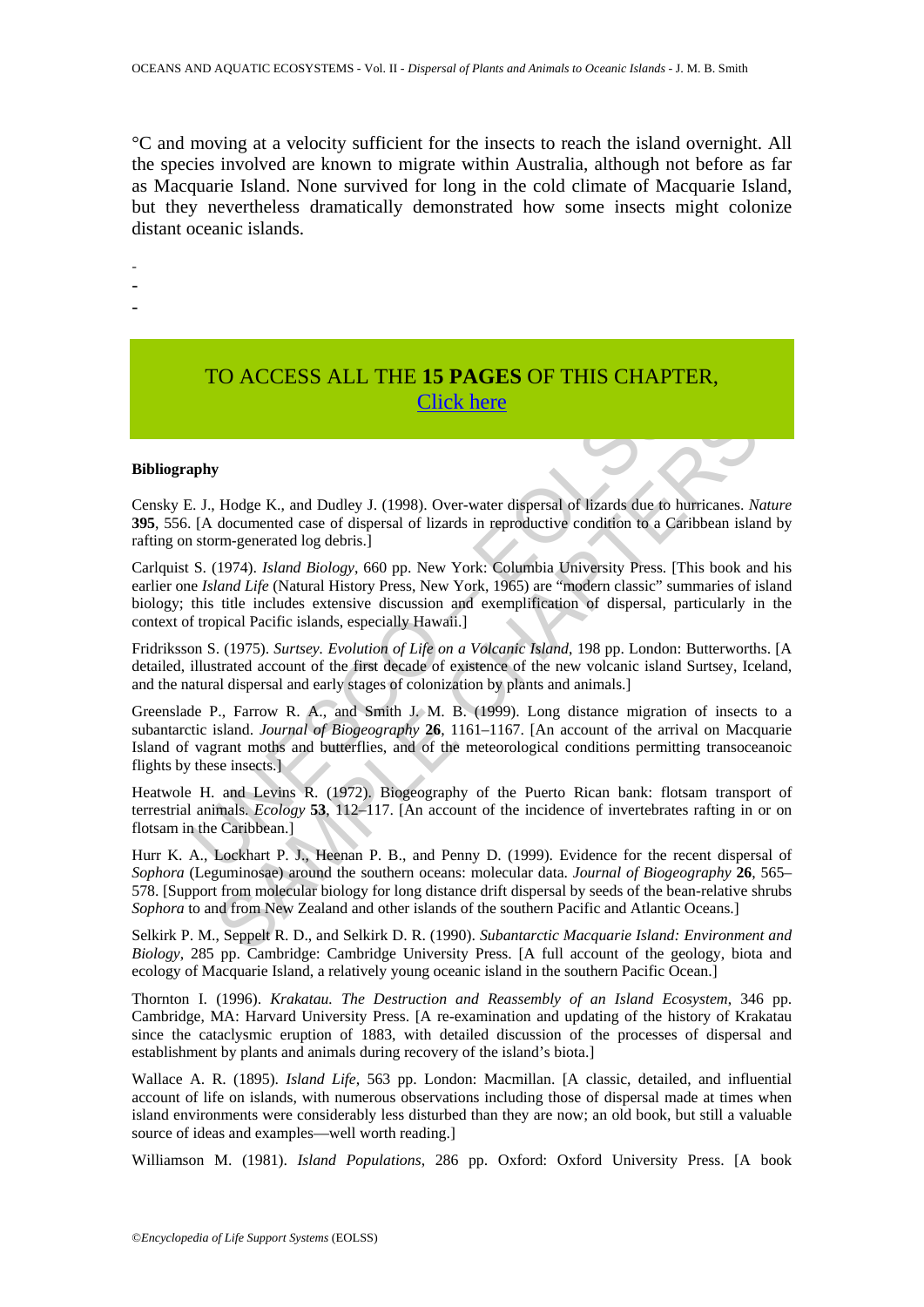°C and moving at a velocity sufficient for the insects to reach the island overnight. All the species involved are known to migrate within Australia, although not before as far as Macquarie Island. None survived for long in the cold climate of Macquarie Island, but they nevertheless dramatically demonstrated how some insects might colonize distant oceanic islands.

-
-
-

TO ACCESS ALL THE **15 PAGES** OF THIS CHAPTER,
Click here

**Bibliography**

Censky E. J., Hodge K., and Dudley J. (1998). Over-water dispersal of lizards due to hurricanes. *Nature* **395**, 556. [A documented case of dispersal of lizards in reproductive condition to a Caribbean island by rafting on storm-generated log debris.]

Carlquist S. (1974). *Island Biology*, 660 pp. New York: Columbia University Press. [This book and his earlier one *Island Life* (Natural History Press, New York, 1965) are "modern classic" summaries of island biology; this title includes extensive discussion and exemplification of dispersal, particularly in the context of tropical Pacific islands, especially Hawaii.]

Fridriksson S. (1975). *Surtsey. Evolution of Life on a Volcanic Island*, 198 pp. London: Butterworths. [A detailed, illustrated account of the first decade of existence of the new volcanic island Surtsey, Iceland, and the natural dispersal and early stages of colonization by plants and animals.]

Greenslade P., Farrow R. A., and Smith J. M. B. (1999). Long distance migration of insects to a subantarctic island. *Journal of Biogeography* **26**, 1161–1167. [An account of the arrival on Macquarie Island of vagrant moths and butterflies, and of the meteorological conditions permitting transoceanoic flights by these insects.]

Heatwole H. and Levins R. (1972). Biogeography of the Puerto Rican bank: flotsam transport of terrestrial animals. *Ecology* **53**, 112–117. [An account of the incidence of invertebrates rafting in or on flotsam in the Caribbean.]

Hurr K. A., Lockhart P. J., Heenan P. B., and Penny D. (1999). Evidence for the recent dispersal of *Sophora* (Leguminosae) around the southern oceans: molecular data. *Journal of Biogeography* **26**, 565–578. [Support from molecular biology for long distance drift dispersal by seeds of the bean-relative shrubs *Sophora* to and from New Zealand and other islands of the southern Pacific and Atlantic Oceans.]

Selkirk P. M., Seppelt R. D., and Selkirk D. R. (1990). *Subantarctic Macquarie Island: Environment and Biology*, 285 pp. Cambridge: Cambridge University Press. [A full account of the geology, biota and ecology of Macquarie Island, a relatively young oceanic island in the southern Pacific Ocean.]

Thornton I. (1996). *Krakatau. The Destruction and Reassembly of an Island Ecosystem*, 346 pp. Cambridge, MA: Harvard University Press. [A re-examination and updating of the history of Krakatau since the cataclysmic eruption of 1883, with detailed discussion of the processes of dispersal and establishment by plants and animals during recovery of the island's biota.]

Wallace A. R. (1895). *Island Life*, 563 pp. London: Macmillan. [A classic, detailed, and influential account of life on islands, with numerous observations including those of dispersal made at times when island environments were considerably less disturbed than they are now; an old book, but still a valuable source of ideas and examples—well worth reading.]

Williamson M. (1981). *Island Populations*, 286 pp. Oxford: Oxford University Press. [A book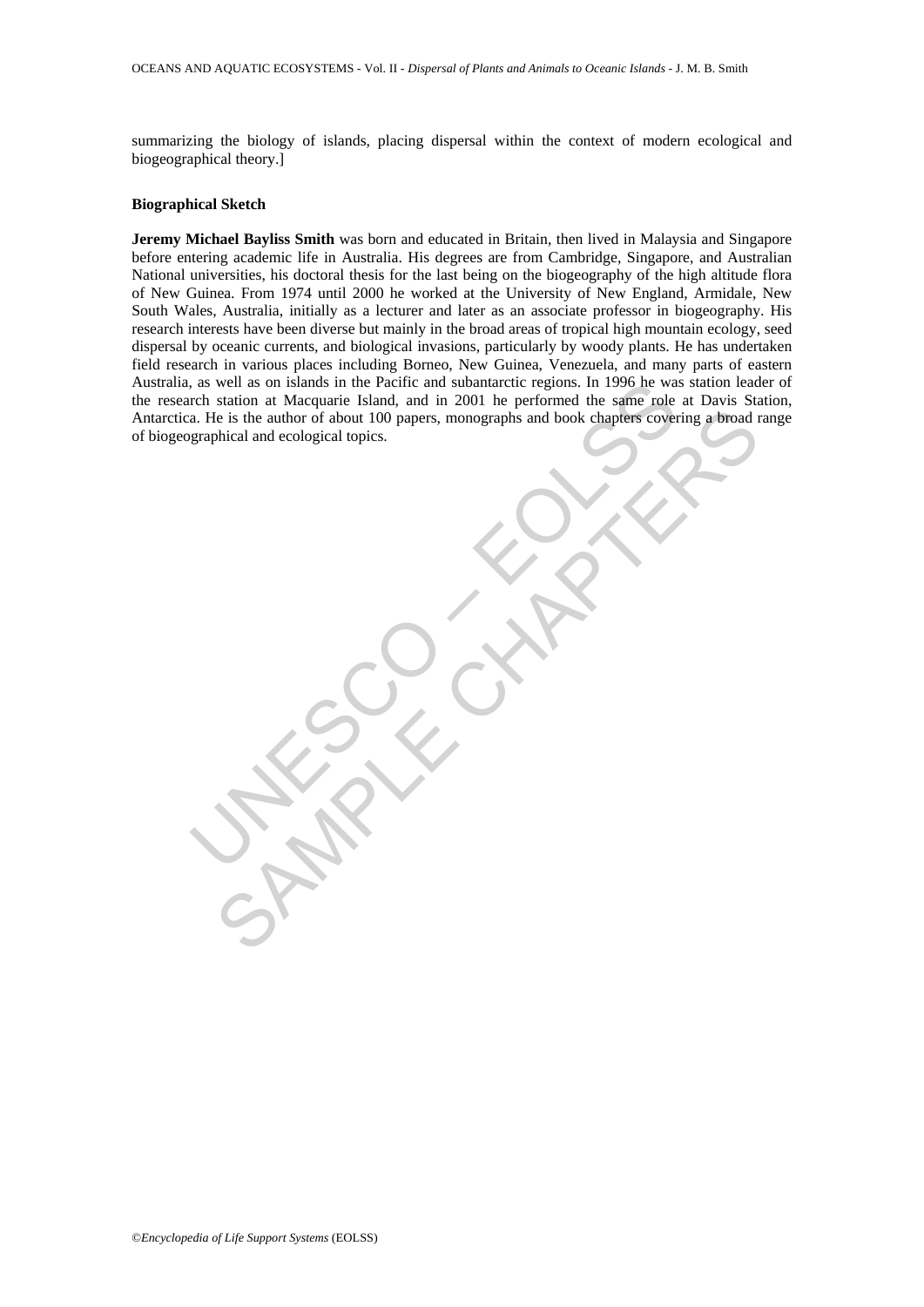summarizing the biology of islands, placing dispersal within the context of modern ecological and biogeographical theory.]

### Biographical Sketch

**Jeremy Michael Bayliss Smith** was born and educated in Britain, then lived in Malaysia and Singapore before entering academic life in Australia. His degrees are from Cambridge, Singapore, and Australian National universities, his doctoral thesis for the last being on the biogeography of the high altitude flora of New Guinea. From 1974 until 2000 he worked at the University of New England, Armidale, New South Wales, Australia, initially as a lecturer and later as an associate professor in biogeography. His research interests have been diverse but mainly in the broad areas of tropical high mountain ecology, seed dispersal by oceanic currents, and biological invasions, particularly by woody plants. He has undertaken field research in various places including Borneo, New Guinea, Venezuela, and many parts of eastern Australia, as well as on islands in the Pacific and subantarctic regions. In 1996 he was station leader of the research station at Macquarie Island, and in 2001 he performed the same role at Davis Station, Antarctica. He is the author of about 100 papers, monographs and book chapters covering a broad range of biogeographical and ecological topics.